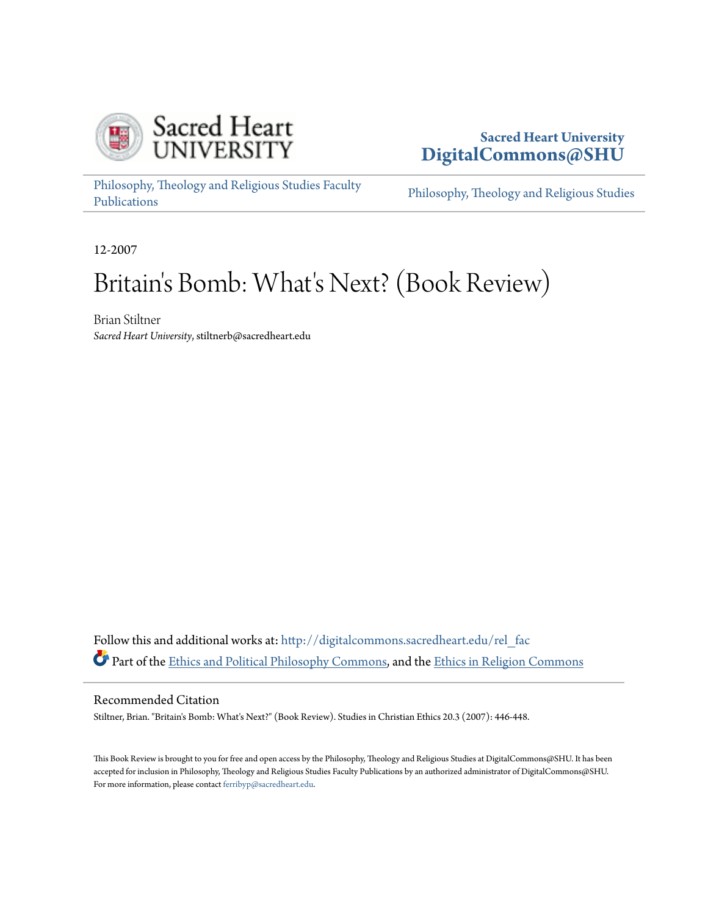Sacred Heart University
DigitalCommons@SHU

Philosophy, Theology and Religious Studies Faculty Publications

Philosophy, Theology and Religious Studies

12-2007

# Britain's Bomb: What's Next? (Book Review)

Brian Stiltner
*Sacred Heart University*, stiltnerb@sacredheart.edu

Follow this and additional works at: http://digitalcommons.sacredheart.edu/rel_fac

Part of the Ethics and Political Philosophy Commons, and the Ethics in Religion Commons

## Recommended Citation

Stiltner, Brian. "Britain's Bomb: What's Next?" (Book Review). Studies in Christian Ethics 20.3 (2007): 446-448.

This Book Review is brought to you for free and open access by the Philosophy, Theology and Religious Studies at DigitalCommons@SHU. It has been accepted for inclusion in Philosophy, Theology and Religious Studies Faculty Publications by an authorized administrator of DigitalCommons@SHU. For more information, please contact ferribyp@sacredheart.edu.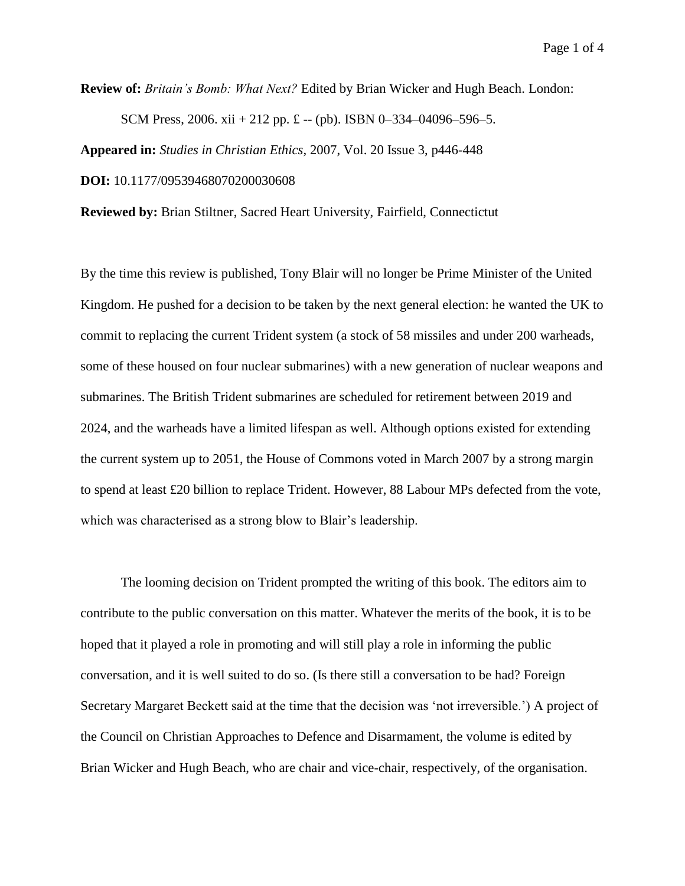**Review of:** *Britain's Bomb: What Next?* Edited by Brian Wicker and Hugh Beach. London: SCM Press, 2006. xii + 212 pp. £ -- (pb). ISBN 0–334–04096–596–5.

**Appeared in:** *Studies in Christian Ethics*, 2007, Vol. 20 Issue 3, p446-448

**DOI:** 10.1177/09539468070200030608

**Reviewed by:** Brian Stiltner, Sacred Heart University, Fairfield, Connectictut

By the time this review is published, Tony Blair will no longer be Prime Minister of the United Kingdom. He pushed for a decision to be taken by the next general election: he wanted the UK to commit to replacing the current Trident system (a stock of 58 missiles and under 200 warheads, some of these housed on four nuclear submarines) with a new generation of nuclear weapons and submarines. The British Trident submarines are scheduled for retirement between 2019 and 2024, and the warheads have a limited lifespan as well. Although options existed for extending the current system up to 2051, the House of Commons voted in March 2007 by a strong margin to spend at least £20 billion to replace Trident. However, 88 Labour MPs defected from the vote, which was characterised as a strong blow to Blair's leadership.

The looming decision on Trident prompted the writing of this book. The editors aim to contribute to the public conversation on this matter. Whatever the merits of the book, it is to be hoped that it played a role in promoting and will still play a role in informing the public conversation, and it is well suited to do so. (Is there still a conversation to be had? Foreign Secretary Margaret Beckett said at the time that the decision was 'not irreversible.') A project of the Council on Christian Approaches to Defence and Disarmament, the volume is edited by Brian Wicker and Hugh Beach, who are chair and vice-chair, respectively, of the organisation.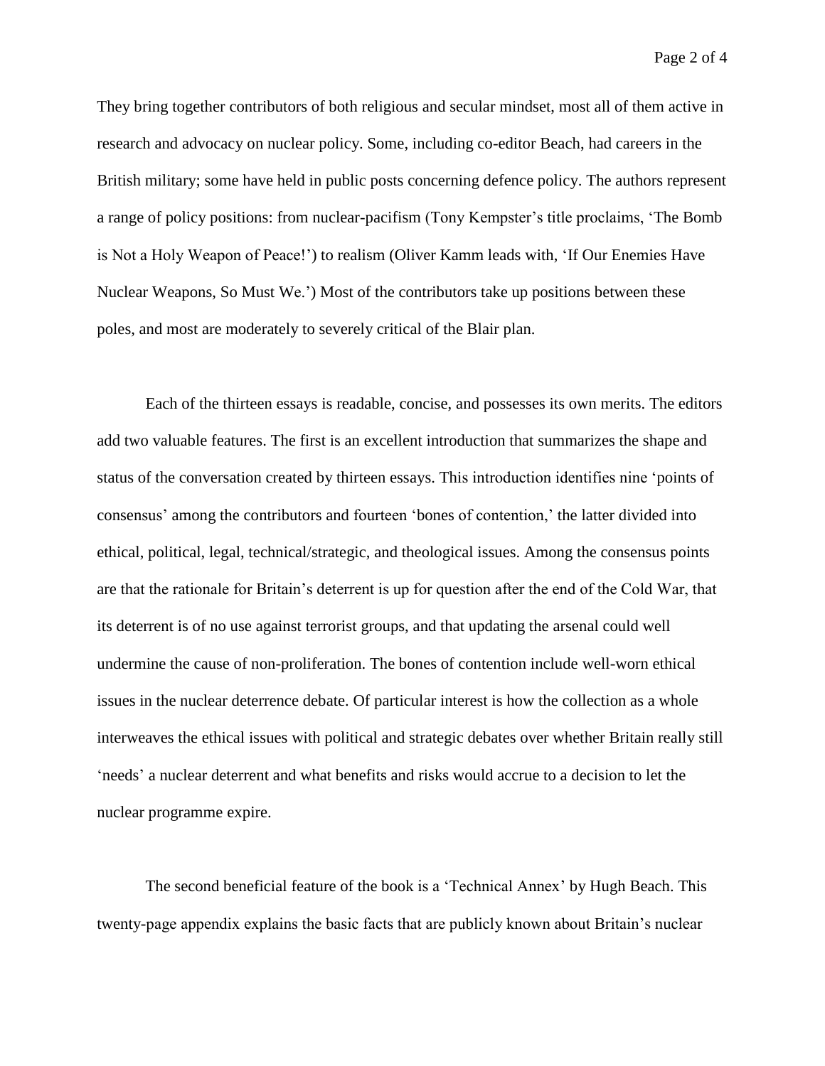They bring together contributors of both religious and secular mindset, most all of them active in research and advocacy on nuclear policy. Some, including co-editor Beach, had careers in the British military; some have held in public posts concerning defence policy. The authors represent a range of policy positions: from nuclear-pacifism (Tony Kempster's title proclaims, 'The Bomb is Not a Holy Weapon of Peace!') to realism (Oliver Kamm leads with, 'If Our Enemies Have Nuclear Weapons, So Must We.') Most of the contributors take up positions between these poles, and most are moderately to severely critical of the Blair plan.

Each of the thirteen essays is readable, concise, and possesses its own merits. The editors add two valuable features. The first is an excellent introduction that summarizes the shape and status of the conversation created by thirteen essays. This introduction identifies nine 'points of consensus' among the contributors and fourteen 'bones of contention,' the latter divided into ethical, political, legal, technical/strategic, and theological issues. Among the consensus points are that the rationale for Britain's deterrent is up for question after the end of the Cold War, that its deterrent is of no use against terrorist groups, and that updating the arsenal could well undermine the cause of non-proliferation. The bones of contention include well-worn ethical issues in the nuclear deterrence debate. Of particular interest is how the collection as a whole interweaves the ethical issues with political and strategic debates over whether Britain really still 'needs' a nuclear deterrent and what benefits and risks would accrue to a decision to let the nuclear programme expire.

The second beneficial feature of the book is a 'Technical Annex' by Hugh Beach. This twenty-page appendix explains the basic facts that are publicly known about Britain's nuclear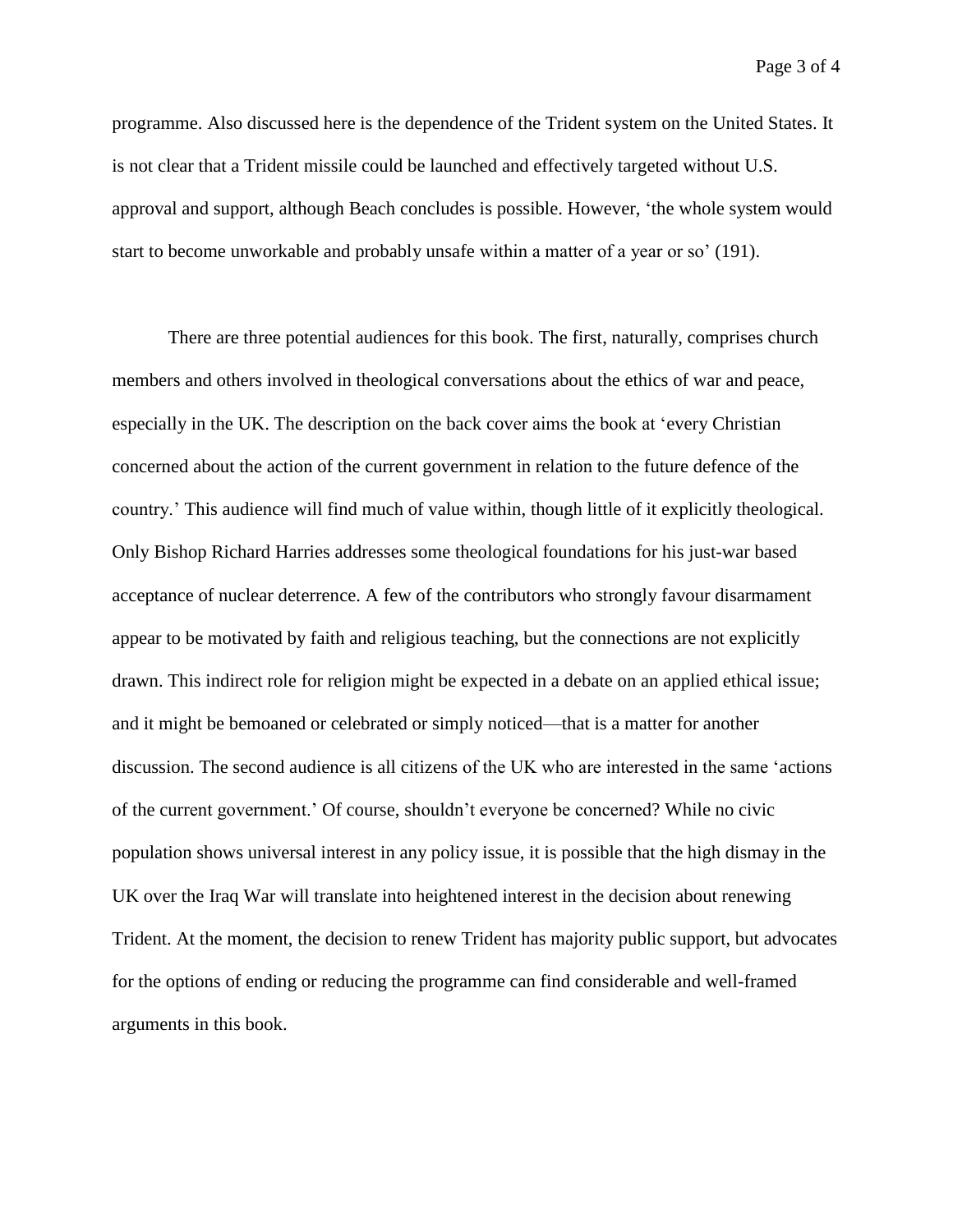programme. Also discussed here is the dependence of the Trident system on the United States. It is not clear that a Trident missile could be launched and effectively targeted without U.S. approval and support, although Beach concludes is possible. However, 'the whole system would start to become unworkable and probably unsafe within a matter of a year or so' (191).

There are three potential audiences for this book. The first, naturally, comprises church members and others involved in theological conversations about the ethics of war and peace, especially in the UK. The description on the back cover aims the book at 'every Christian concerned about the action of the current government in relation to the future defence of the country.' This audience will find much of value within, though little of it explicitly theological. Only Bishop Richard Harries addresses some theological foundations for his just-war based acceptance of nuclear deterrence. A few of the contributors who strongly favour disarmament appear to be motivated by faith and religious teaching, but the connections are not explicitly drawn. This indirect role for religion might be expected in a debate on an applied ethical issue; and it might be bemoaned or celebrated or simply noticed—that is a matter for another discussion. The second audience is all citizens of the UK who are interested in the same 'actions of the current government.' Of course, shouldn't everyone be concerned? While no civic population shows universal interest in any policy issue, it is possible that the high dismay in the UK over the Iraq War will translate into heightened interest in the decision about renewing Trident. At the moment, the decision to renew Trident has majority public support, but advocates for the options of ending or reducing the programme can find considerable and well-framed arguments in this book.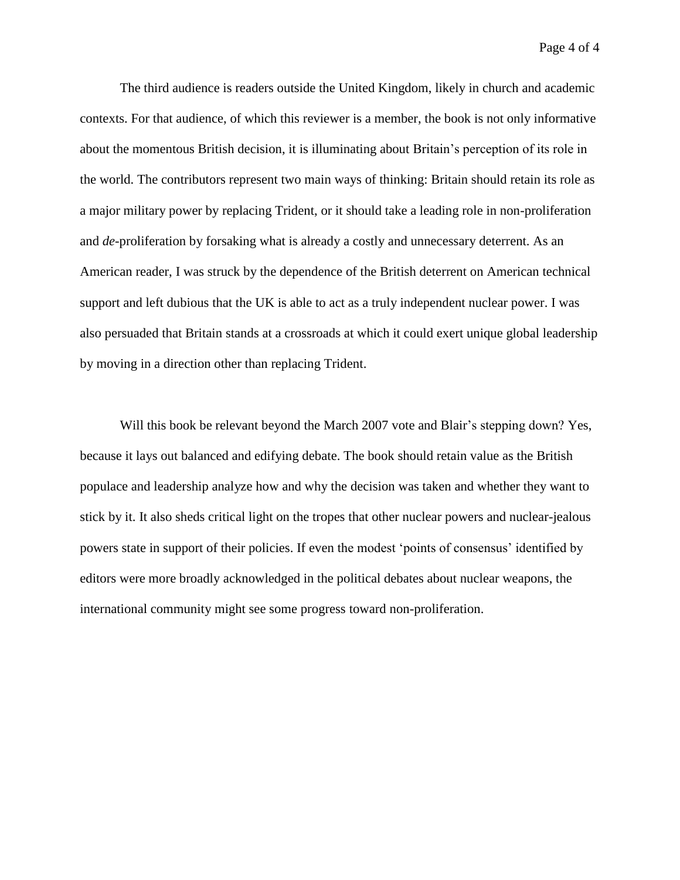The third audience is readers outside the United Kingdom, likely in church and academic contexts. For that audience, of which this reviewer is a member, the book is not only informative about the momentous British decision, it is illuminating about Britain's perception of its role in the world. The contributors represent two main ways of thinking: Britain should retain its role as a major military power by replacing Trident, or it should take a leading role in non-proliferation and *de*-proliferation by forsaking what is already a costly and unnecessary deterrent. As an American reader, I was struck by the dependence of the British deterrent on American technical support and left dubious that the UK is able to act as a truly independent nuclear power. I was also persuaded that Britain stands at a crossroads at which it could exert unique global leadership by moving in a direction other than replacing Trident.

Will this book be relevant beyond the March 2007 vote and Blair's stepping down? Yes, because it lays out balanced and edifying debate. The book should retain value as the British populace and leadership analyze how and why the decision was taken and whether they want to stick by it. It also sheds critical light on the tropes that other nuclear powers and nuclear-jealous powers state in support of their policies. If even the modest 'points of consensus' identified by editors were more broadly acknowledged in the political debates about nuclear weapons, the international community might see some progress toward non-proliferation.